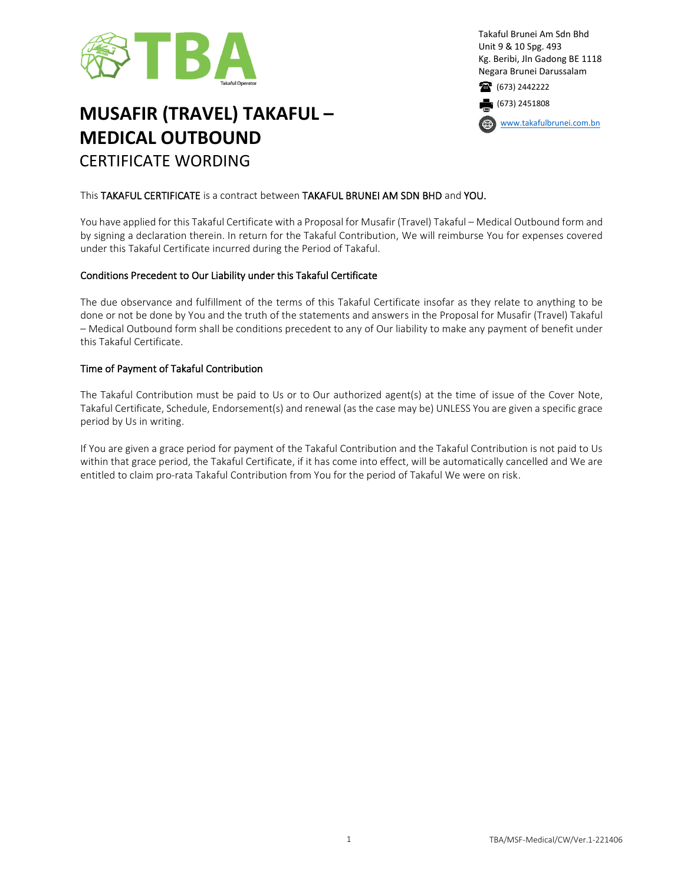Takaful Brunei Am Sdn Bhd
Unit 9 & 10 Spg. 493
Kg. Beribi, Jln Gadong BE 1118
Negara Brunei Darussalam
(673) 2442222
(673) 2451808
www.takafulbrunei.com.bn

# MUSAFIR (TRAVEL) TAKAFUL – MEDICAL OUTBOUND

## CERTIFICATE WORDING

This TAKAFUL CERTIFICATE is a contract between TAKAFUL BRUNEI AM SDN BHD and YOU.

You have applied for this Takaful Certificate with a Proposal for Musafir (Travel) Takaful – Medical Outbound form and by signing a declaration therein. In return for the Takaful Contribution, We will reimburse You for expenses covered under this Takaful Certificate incurred during the Period of Takaful.

### Conditions Precedent to Our Liability under this Takaful Certificate

The due observance and fulfillment of the terms of this Takaful Certificate insofar as they relate to anything to be done or not be done by You and the truth of the statements and answers in the Proposal for Musafir (Travel) Takaful – Medical Outbound form shall be conditions precedent to any of Our liability to make any payment of benefit under this Takaful Certificate.

### Time of Payment of Takaful Contribution

The Takaful Contribution must be paid to Us or to Our authorized agent(s) at the time of issue of the Cover Note, Takaful Certificate, Schedule, Endorsement(s) and renewal (as the case may be) UNLESS You are given a specific grace period by Us in writing.

If You are given a grace period for payment of the Takaful Contribution and the Takaful Contribution is not paid to Us within that grace period, the Takaful Certificate, if it has come into effect, will be automatically cancelled and We are entitled to claim pro-rata Takaful Contribution from You for the period of Takaful We were on risk.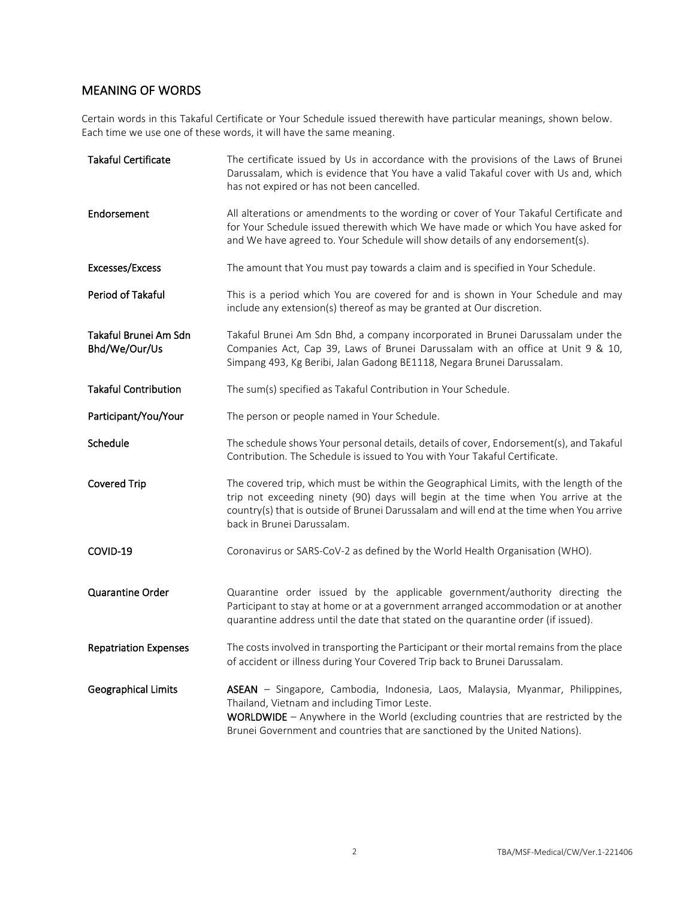## MEANING OF WORDS

Certain words in this Takaful Certificate or Your Schedule issued therewith have particular meanings, shown below. Each time we use one of these words, it will have the same meaning.

| Term | Meaning |
|---|---|
| **Takaful Certificate** | The certificate issued by Us in accordance with the provisions of the Laws of Brunei Darussalam, which is evidence that You have a valid Takaful cover with Us and, which has not expired or has not been cancelled. |
| **Endorsement** | All alterations or amendments to the wording or cover of Your Takaful Certificate and for Your Schedule issued therewith which We have made or which You have asked for and We have agreed to. Your Schedule will show details of any endorsement(s). |
| **Excesses/Excess** | The amount that You must pay towards a claim and is specified in Your Schedule. |
| **Period of Takaful** | This is a period which You are covered for and is shown in Your Schedule and may include any extension(s) thereof as may be granted at Our discretion. |
| **Takaful Brunei Am Sdn Bhd/We/Our/Us** | Takaful Brunei Am Sdn Bhd, a company incorporated in Brunei Darussalam under the Companies Act, Cap 39, Laws of Brunei Darussalam with an office at Unit 9 & 10, Simpang 493, Kg Beribi, Jalan Gadong BE1118, Negara Brunei Darussalam. |
| **Takaful Contribution** | The sum(s) specified as Takaful Contribution in Your Schedule. |
| **Participant/You/Your** | The person or people named in Your Schedule. |
| **Schedule** | The schedule shows Your personal details, details of cover, Endorsement(s), and Takaful Contribution. The Schedule is issued to You with Your Takaful Certificate. |
| **Covered Trip** | The covered trip, which must be within the Geographical Limits, with the length of the trip not exceeding ninety (90) days will begin at the time when You arrive at the country(s) that is outside of Brunei Darussalam and will end at the time when You arrive back in Brunei Darussalam. |
| **COVID-19** | Coronavirus or SARS-CoV-2 as defined by the World Health Organisation (WHO). |
| **Quarantine Order** | Quarantine order issued by the applicable government/authority directing the Participant to stay at home or at a government arranged accommodation or at another quarantine address until the date that stated on the quarantine order (if issued). |
| **Repatriation Expenses** | The costs involved in transporting the Participant or their mortal remains from the place of accident or illness during Your Covered Trip back to Brunei Darussalam. |
| **Geographical Limits** | **ASEAN** – Singapore, Cambodia, Indonesia, Laos, Malaysia, Myanmar, Philippines, Thailand, Vietnam and including Timor Leste.<br>**WORLDWIDE** – Anywhere in the World (excluding countries that are restricted by the Brunei Government and countries that are sanctioned by the United Nations). |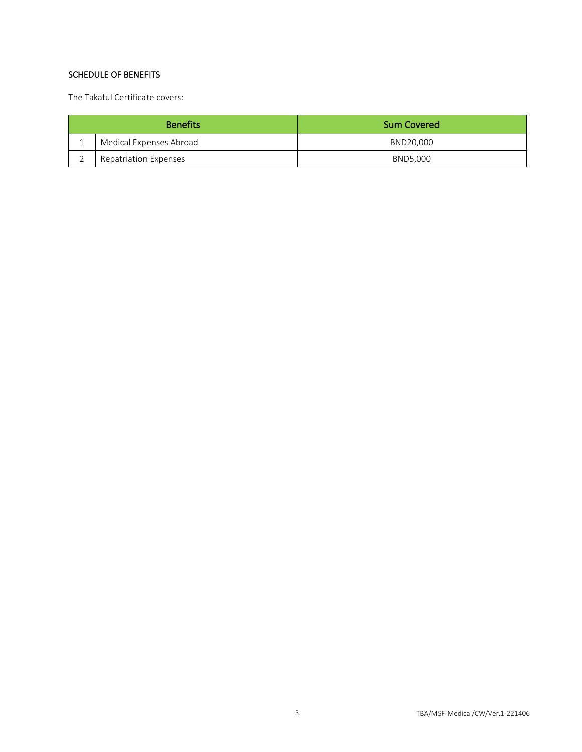## SCHEDULE OF BENEFITS

The Takaful Certificate covers:

| | Benefits | Sum Covered |
|---|---|---|
| 1 | Medical Expenses Abroad | BND20,000 |
| 2 | Repatriation Expenses | BND5,000 |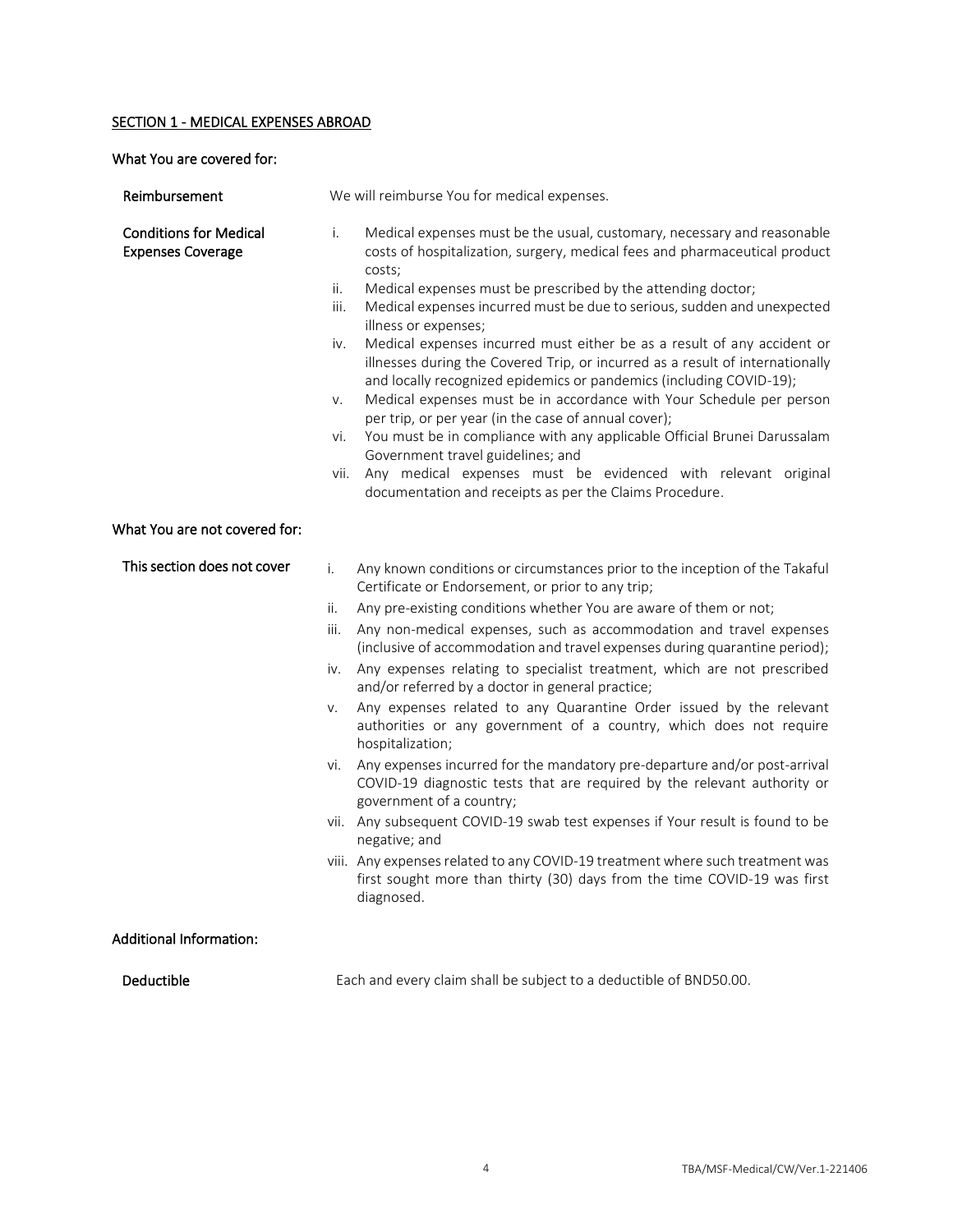## SECTION 1 - MEDICAL EXPENSES ABROAD

### What You are covered for:

**Reimbursement**

We will reimburse You for medical expenses.

**Conditions for Medical Expenses Coverage**

i. Medical expenses must be the usual, customary, necessary and reasonable costs of hospitalization, surgery, medical fees and pharmaceutical product costs;
ii. Medical expenses must be prescribed by the attending doctor;
iii. Medical expenses incurred must be due to serious, sudden and unexpected illness or expenses;
iv. Medical expenses incurred must either be as a result of any accident or illnesses during the Covered Trip, or incurred as a result of internationally and locally recognized epidemics or pandemics (including COVID-19);
v. Medical expenses must be in accordance with Your Schedule per person per trip, or per year (in the case of annual cover);
vi. You must be in compliance with any applicable Official Brunei Darussalam Government travel guidelines; and
vii. Any medical expenses must be evidenced with relevant original documentation and receipts as per the Claims Procedure.

### What You are not covered for:

**This section does not cover**

i. Any known conditions or circumstances prior to the inception of the Takaful Certificate or Endorsement, or prior to any trip;
ii. Any pre-existing conditions whether You are aware of them or not;
iii. Any non-medical expenses, such as accommodation and travel expenses (inclusive of accommodation and travel expenses during quarantine period);
iv. Any expenses relating to specialist treatment, which are not prescribed and/or referred by a doctor in general practice;
v. Any expenses related to any Quarantine Order issued by the relevant authorities or any government of a country, which does not require hospitalization;
vi. Any expenses incurred for the mandatory pre-departure and/or post-arrival COVID-19 diagnostic tests that are required by the relevant authority or government of a country;
vii. Any subsequent COVID-19 swab test expenses if Your result is found to be negative; and
viii. Any expenses related to any COVID-19 treatment where such treatment was first sought more than thirty (30) days from the time COVID-19 was first diagnosed.

### Additional Information:

**Deductible**

Each and every claim shall be subject to a deductible of BND50.00.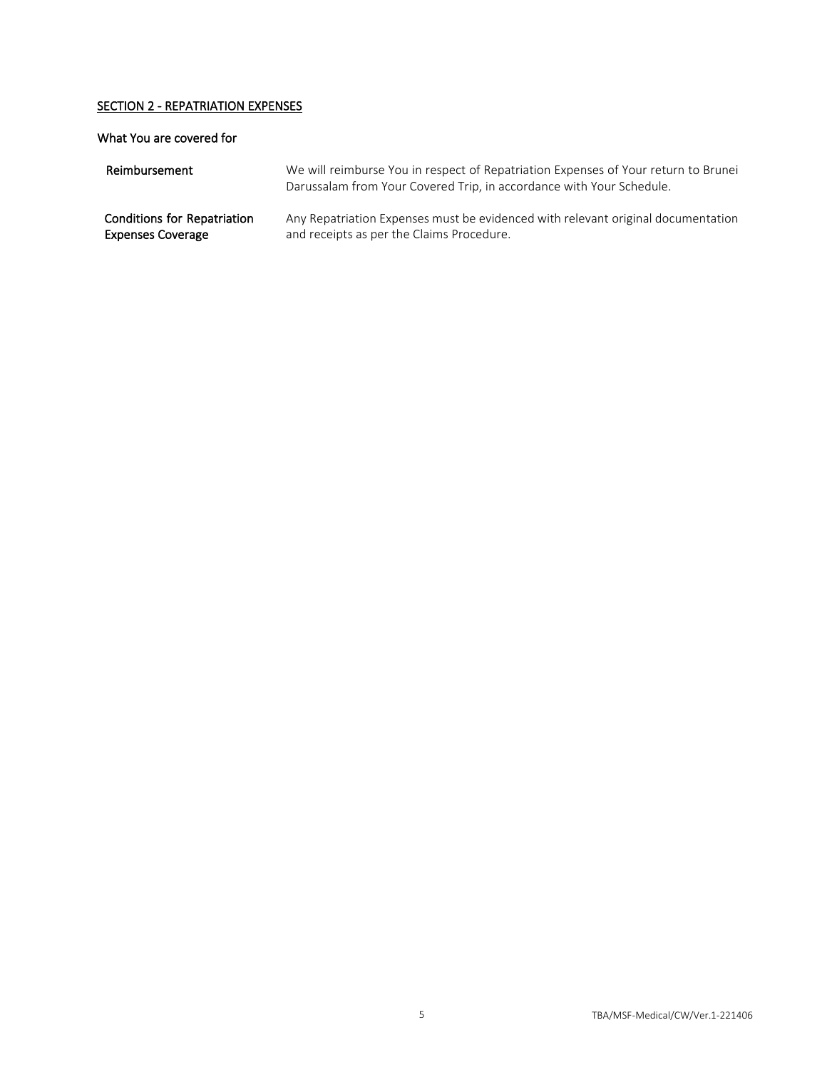## SECTION 2 - REPATRIATION EXPENSES

### What You are covered for

| | |
|---|---|
| Reimbursement | We will reimburse You in respect of Repatriation Expenses of Your return to Brunei Darussalam from Your Covered Trip, in accordance with Your Schedule. |
| Conditions for Repatriation Expenses Coverage | Any Repatriation Expenses must be evidenced with relevant original documentation and receipts as per the Claims Procedure. |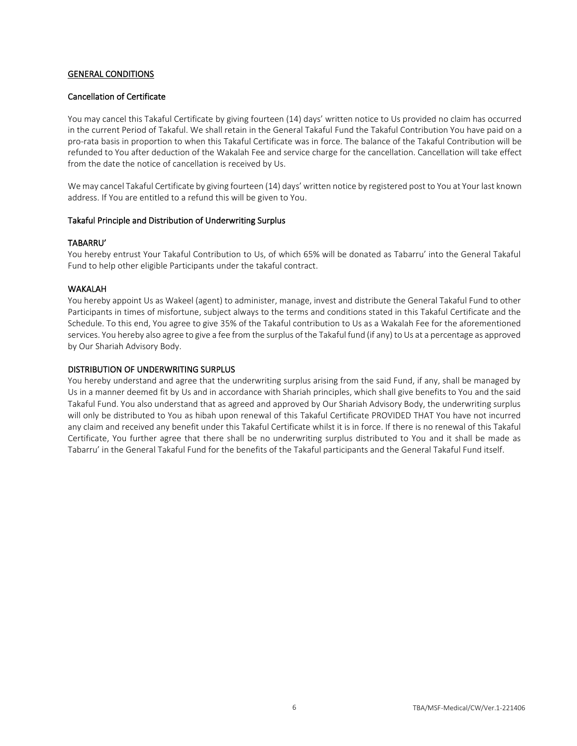## GENERAL CONDITIONS

### Cancellation of Certificate

You may cancel this Takaful Certificate by giving fourteen (14) days' written notice to Us provided no claim has occurred in the current Period of Takaful. We shall retain in the General Takaful Fund the Takaful Contribution You have paid on a pro-rata basis in proportion to when this Takaful Certificate was in force. The balance of the Takaful Contribution will be refunded to You after deduction of the Wakalah Fee and service charge for the cancellation. Cancellation will take effect from the date the notice of cancellation is received by Us.

We may cancel Takaful Certificate by giving fourteen (14) days' written notice by registered post to You at Your last known address. If You are entitled to a refund this will be given to You.

### Takaful Principle and Distribution of Underwriting Surplus

#### TABARRU'

You hereby entrust Your Takaful Contribution to Us, of which 65% will be donated as Tabarru' into the General Takaful Fund to help other eligible Participants under the takaful contract.

#### WAKALAH

You hereby appoint Us as Wakeel (agent) to administer, manage, invest and distribute the General Takaful Fund to other Participants in times of misfortune, subject always to the terms and conditions stated in this Takaful Certificate and the Schedule. To this end, You agree to give 35% of the Takaful contribution to Us as a Wakalah Fee for the aforementioned services. You hereby also agree to give a fee from the surplus of the Takaful fund (if any) to Us at a percentage as approved by Our Shariah Advisory Body.

#### DISTRIBUTION OF UNDERWRITING SURPLUS

You hereby understand and agree that the underwriting surplus arising from the said Fund, if any, shall be managed by Us in a manner deemed fit by Us and in accordance with Shariah principles, which shall give benefits to You and the said Takaful Fund. You also understand that as agreed and approved by Our Shariah Advisory Body, the underwriting surplus will only be distributed to You as hibah upon renewal of this Takaful Certificate PROVIDED THAT You have not incurred any claim and received any benefit under this Takaful Certificate whilst it is in force. If there is no renewal of this Takaful Certificate, You further agree that there shall be no underwriting surplus distributed to You and it shall be made as Tabarru' in the General Takaful Fund for the benefits of the Takaful participants and the General Takaful Fund itself.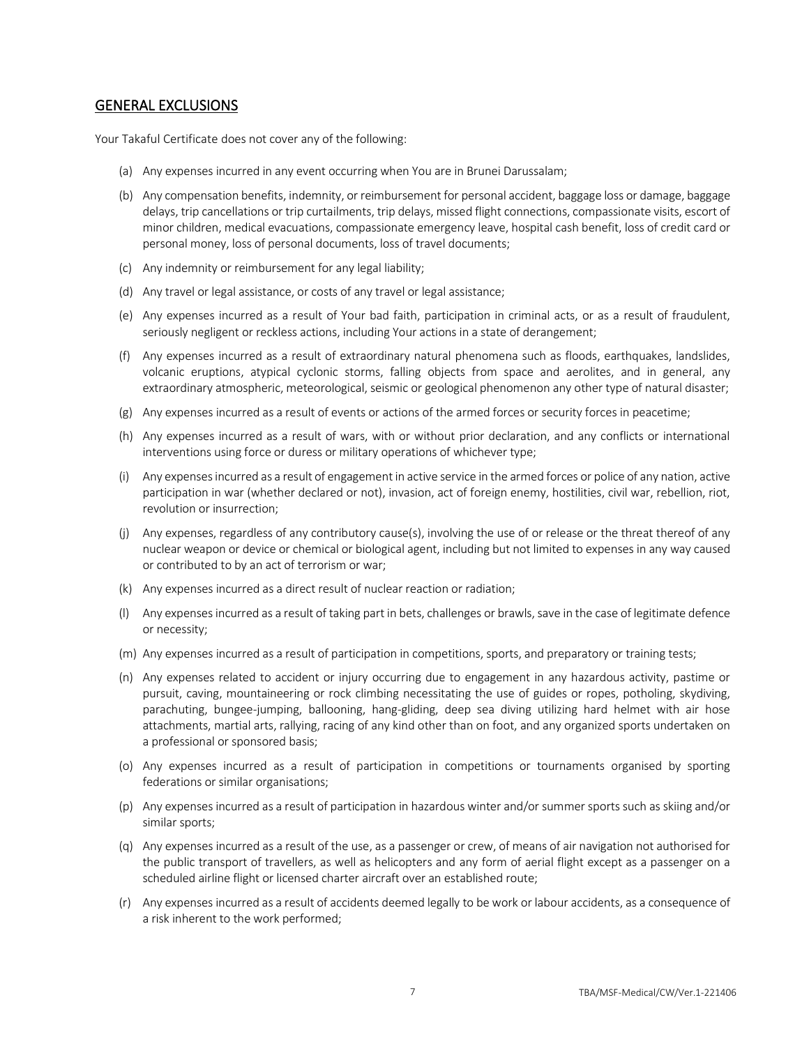## GENERAL EXCLUSIONS

Your Takaful Certificate does not cover any of the following:

(a) Any expenses incurred in any event occurring when You are in Brunei Darussalam;

(b) Any compensation benefits, indemnity, or reimbursement for personal accident, baggage loss or damage, baggage delays, trip cancellations or trip curtailments, trip delays, missed flight connections, compassionate visits, escort of minor children, medical evacuations, compassionate emergency leave, hospital cash benefit, loss of credit card or personal money, loss of personal documents, loss of travel documents;

(c) Any indemnity or reimbursement for any legal liability;

(d) Any travel or legal assistance, or costs of any travel or legal assistance;

(e) Any expenses incurred as a result of Your bad faith, participation in criminal acts, or as a result of fraudulent, seriously negligent or reckless actions, including Your actions in a state of derangement;

(f) Any expenses incurred as a result of extraordinary natural phenomena such as floods, earthquakes, landslides, volcanic eruptions, atypical cyclonic storms, falling objects from space and aerolites, and in general, any extraordinary atmospheric, meteorological, seismic or geological phenomenon any other type of natural disaster;

(g) Any expenses incurred as a result of events or actions of the armed forces or security forces in peacetime;

(h) Any expenses incurred as a result of wars, with or without prior declaration, and any conflicts or international interventions using force or duress or military operations of whichever type;

(i) Any expenses incurred as a result of engagement in active service in the armed forces or police of any nation, active participation in war (whether declared or not), invasion, act of foreign enemy, hostilities, civil war, rebellion, riot, revolution or insurrection;

(j) Any expenses, regardless of any contributory cause(s), involving the use of or release or the threat thereof of any nuclear weapon or device or chemical or biological agent, including but not limited to expenses in any way caused or contributed to by an act of terrorism or war;

(k) Any expenses incurred as a direct result of nuclear reaction or radiation;

(l) Any expenses incurred as a result of taking part in bets, challenges or brawls, save in the case of legitimate defence or necessity;

(m) Any expenses incurred as a result of participation in competitions, sports, and preparatory or training tests;

(n) Any expenses related to accident or injury occurring due to engagement in any hazardous activity, pastime or pursuit, caving, mountaineering or rock climbing necessitating the use of guides or ropes, potholing, skydiving, parachuting, bungee-jumping, ballooning, hang-gliding, deep sea diving utilizing hard helmet with air hose attachments, martial arts, rallying, racing of any kind other than on foot, and any organized sports undertaken on a professional or sponsored basis;

(o) Any expenses incurred as a result of participation in competitions or tournaments organised by sporting federations or similar organisations;

(p) Any expenses incurred as a result of participation in hazardous winter and/or summer sports such as skiing and/or similar sports;

(q) Any expenses incurred as a result of the use, as a passenger or crew, of means of air navigation not authorised for the public transport of travellers, as well as helicopters and any form of aerial flight except as a passenger on a scheduled airline flight or licensed charter aircraft over an established route;

(r) Any expenses incurred as a result of accidents deemed legally to be work or labour accidents, as a consequence of a risk inherent to the work performed;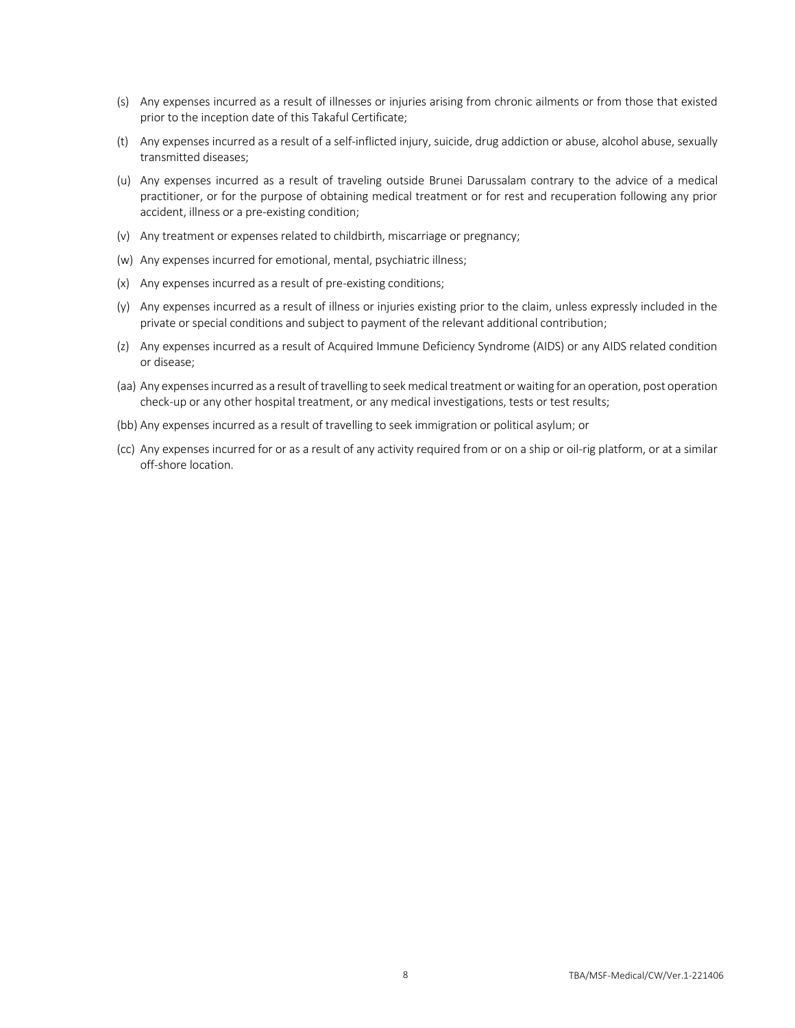(s) Any expenses incurred as a result of illnesses or injuries arising from chronic ailments or from those that existed prior to the inception date of this Takaful Certificate;

(t) Any expenses incurred as a result of a self-inflicted injury, suicide, drug addiction or abuse, alcohol abuse, sexually transmitted diseases;

(u) Any expenses incurred as a result of traveling outside Brunei Darussalam contrary to the advice of a medical practitioner, or for the purpose of obtaining medical treatment or for rest and recuperation following any prior accident, illness or a pre-existing condition;

(v) Any treatment or expenses related to childbirth, miscarriage or pregnancy;

(w) Any expenses incurred for emotional, mental, psychiatric illness;

(x) Any expenses incurred as a result of pre-existing conditions;

(y) Any expenses incurred as a result of illness or injuries existing prior to the claim, unless expressly included in the private or special conditions and subject to payment of the relevant additional contribution;

(z) Any expenses incurred as a result of Acquired Immune Deficiency Syndrome (AIDS) or any AIDS related condition or disease;

(aa) Any expenses incurred as a result of travelling to seek medical treatment or waiting for an operation, post operation check-up or any other hospital treatment, or any medical investigations, tests or test results;

(bb) Any expenses incurred as a result of travelling to seek immigration or political asylum; or

(cc) Any expenses incurred for or as a result of any activity required from or on a ship or oil-rig platform, or at a similar off-shore location.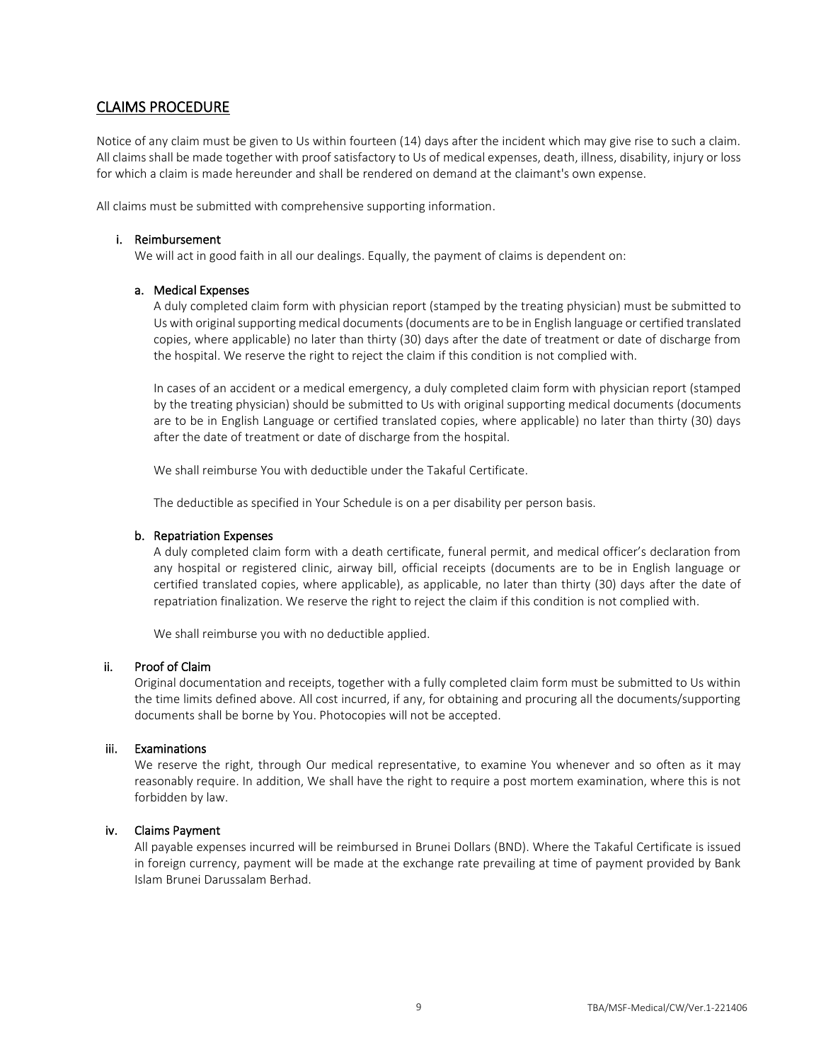## CLAIMS PROCEDURE

Notice of any claim must be given to Us within fourteen (14) days after the incident which may give rise to such a claim. All claims shall be made together with proof satisfactory to Us of medical expenses, death, illness, disability, injury or loss for which a claim is made hereunder and shall be rendered on demand at the claimant's own expense.

All claims must be submitted with comprehensive supporting information.

### i. Reimbursement

We will act in good faith in all our dealings. Equally, the payment of claims is dependent on:

#### a. Medical Expenses

A duly completed claim form with physician report (stamped by the treating physician) must be submitted to Us with original supporting medical documents (documents are to be in English language or certified translated copies, where applicable) no later than thirty (30) days after the date of treatment or date of discharge from the hospital. We reserve the right to reject the claim if this condition is not complied with.

In cases of an accident or a medical emergency, a duly completed claim form with physician report (stamped by the treating physician) should be submitted to Us with original supporting medical documents (documents are to be in English Language or certified translated copies, where applicable) no later than thirty (30) days after the date of treatment or date of discharge from the hospital.

We shall reimburse You with deductible under the Takaful Certificate.

The deductible as specified in Your Schedule is on a per disability per person basis.

#### b. Repatriation Expenses

A duly completed claim form with a death certificate, funeral permit, and medical officer's declaration from any hospital or registered clinic, airway bill, official receipts (documents are to be in English language or certified translated copies, where applicable), as applicable, no later than thirty (30) days after the date of repatriation finalization. We reserve the right to reject the claim if this condition is not complied with.

We shall reimburse you with no deductible applied.

### ii. Proof of Claim

Original documentation and receipts, together with a fully completed claim form must be submitted to Us within the time limits defined above. All cost incurred, if any, for obtaining and procuring all the documents/supporting documents shall be borne by You. Photocopies will not be accepted.

### iii. Examinations

We reserve the right, through Our medical representative, to examine You whenever and so often as it may reasonably require. In addition, We shall have the right to require a post mortem examination, where this is not forbidden by law.

### iv. Claims Payment

All payable expenses incurred will be reimbursed in Brunei Dollars (BND). Where the Takaful Certificate is issued in foreign currency, payment will be made at the exchange rate prevailing at time of payment provided by Bank Islam Brunei Darussalam Berhad.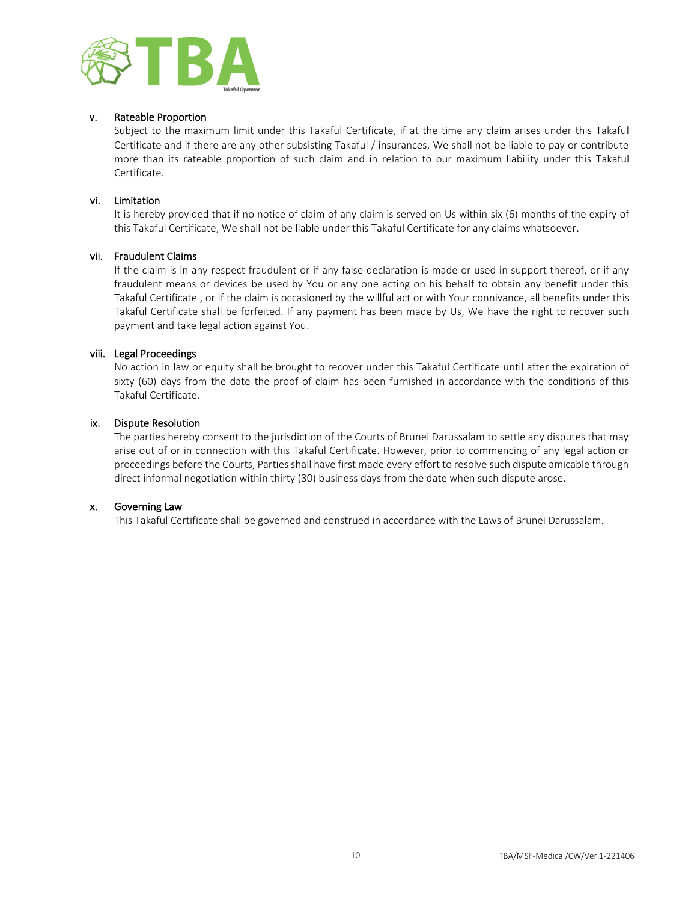v. **Rateable Proportion**

Subject to the maximum limit under this Takaful Certificate, if at the time any claim arises under this Takaful Certificate and if there are any other subsisting Takaful / insurances, We shall not be liable to pay or contribute more than its rateable proportion of such claim and in relation to our maximum liability under this Takaful Certificate.

vi. **Limitation**

It is hereby provided that if no notice of claim of any claim is served on Us within six (6) months of the expiry of this Takaful Certificate, We shall not be liable under this Takaful Certificate for any claims whatsoever.

vii. **Fraudulent Claims**

If the claim is in any respect fraudulent or if any false declaration is made or used in support thereof, or if any fraudulent means or devices be used by You or any one acting on his behalf to obtain any benefit under this Takaful Certificate , or if the claim is occasioned by the willful act or with Your connivance, all benefits under this Takaful Certificate shall be forfeited. If any payment has been made by Us, We have the right to recover such payment and take legal action against You.

viii. **Legal Proceedings**

No action in law or equity shall be brought to recover under this Takaful Certificate until after the expiration of sixty (60) days from the date the proof of claim has been furnished in accordance with the conditions of this Takaful Certificate.

ix. **Dispute Resolution**

The parties hereby consent to the jurisdiction of the Courts of Brunei Darussalam to settle any disputes that may arise out of or in connection with this Takaful Certificate. However, prior to commencing of any legal action or proceedings before the Courts, Parties shall have first made every effort to resolve such dispute amicable through direct informal negotiation within thirty (30) business days from the date when such dispute arose.

x. **Governing Law**

This Takaful Certificate shall be governed and construed in accordance with the Laws of Brunei Darussalam.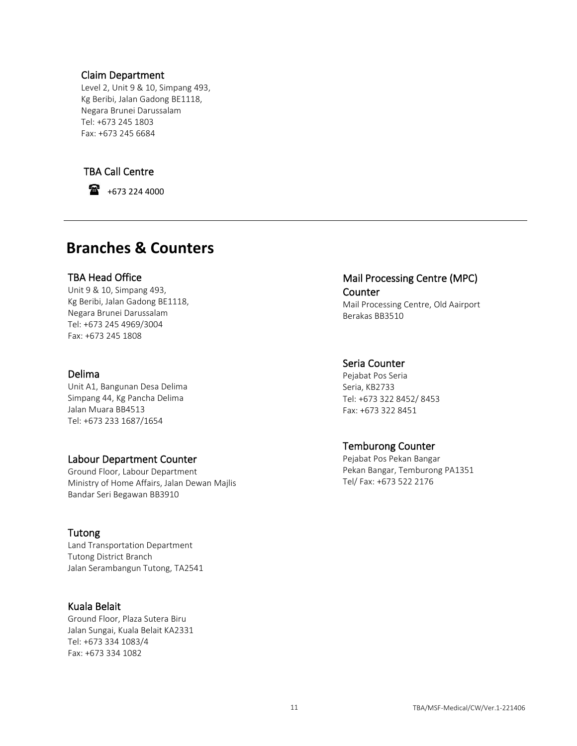### Claim Department

Level 2, Unit 9 & 10, Simpang 493,
Kg Beribi, Jalan Gadong BE1118,
Negara Brunei Darussalam
Tel: +673 245 1803
Fax: +673 245 6684

### TBA Call Centre

☎ +673 224 4000

---

## Branches & Counters

### TBA Head Office

Unit 9 & 10, Simpang 493,
Kg Beribi, Jalan Gadong BE1118,
Negara Brunei Darussalam
Tel: +673 245 4969/3004
Fax: +673 245 1808

### Delima

Unit A1, Bangunan Desa Delima
Simpang 44, Kg Pancha Delima
Jalan Muara BB4513
Tel: +673 233 1687/1654

### Labour Department Counter

Ground Floor, Labour Department
Ministry of Home Affairs, Jalan Dewan Majlis
Bandar Seri Begawan BB3910

### Tutong

Land Transportation Department
Tutong District Branch
Jalan Serambangun Tutong, TA2541

### Kuala Belait

Ground Floor, Plaza Sutera Biru
Jalan Sungai, Kuala Belait KA2331
Tel: +673 334 1083/4
Fax: +673 334 1082

### Mail Processing Centre (MPC) Counter

Mail Processing Centre, Old Aairport
Berakas BB3510

### Seria Counter

Pejabat Pos Seria
Seria, KB2733
Tel: +673 322 8452/ 8453
Fax: +673 322 8451

### Temburong Counter

Pejabat Pos Pekan Bangar
Pekan Bangar, Temburong PA1351
Tel/ Fax: +673 522 2176